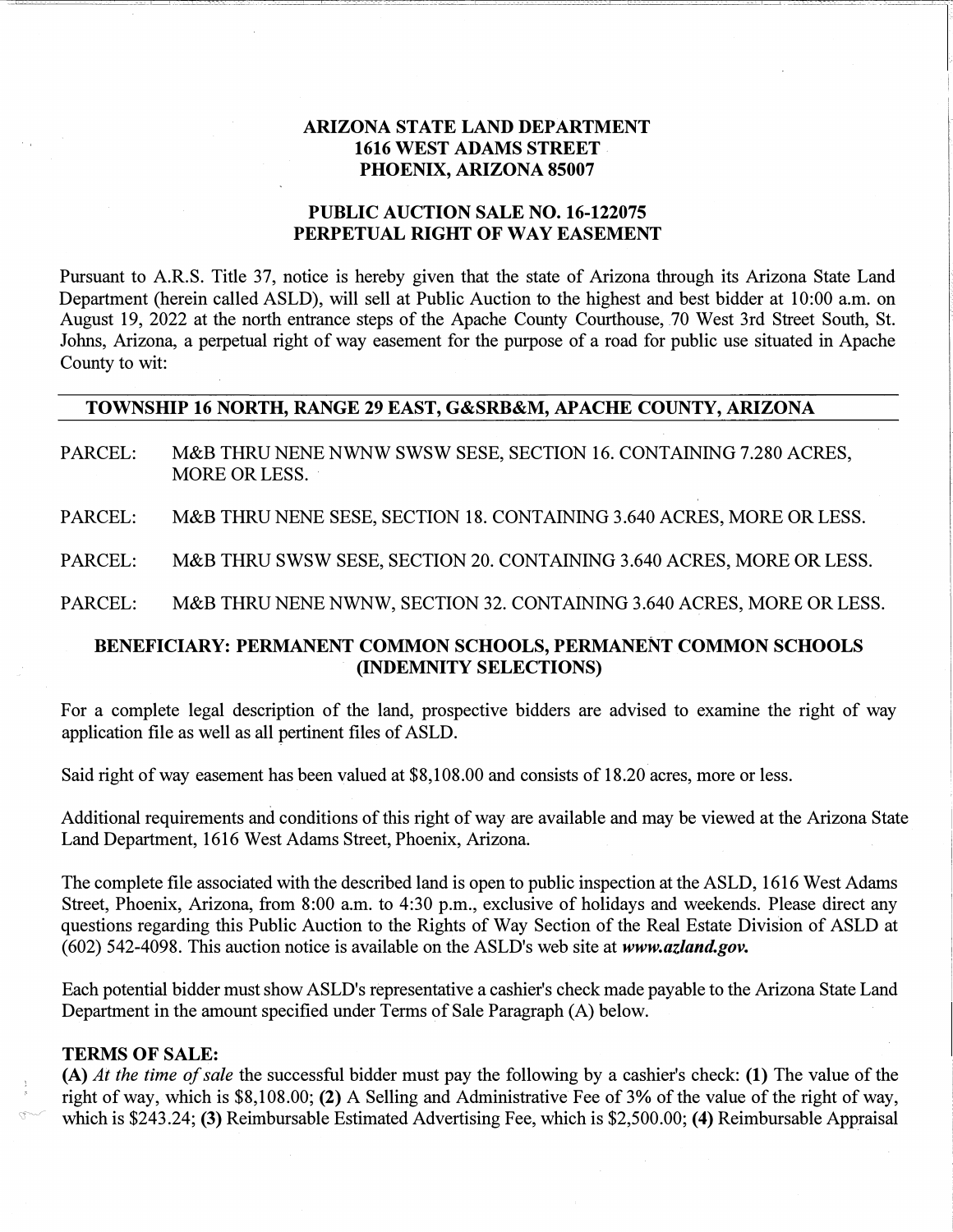**ARIZONA STATE LAND DEPARTMENT**
**1616 WEST ADAMS STREET**
**PHOENIX, ARIZONA 85007**

**PUBLIC AUCTION SALE NO. 16-122075**
**PERPETUAL RIGHT OF WAY EASEMENT**

Pursuant to A.R.S. Title 37, notice is hereby given that the state of Arizona through its Arizona State Land Department (herein called ASLD), will sell at Public Auction to the highest and best bidder at 10:00 a.m. on August 19, 2022 at the north entrance steps of the Apache County Courthouse, 70 West 3rd Street South, St. Johns, Arizona, a perpetual right of way easement for the purpose of a road for public use situated in Apache County to wit:

**TOWNSHIP 16 NORTH, RANGE 29 EAST, G&SRB&M, APACHE COUNTY, ARIZONA**

PARCEL: M&B THRU NENE NWNW SWSW SESE, SECTION 16. CONTAINING 7.280 ACRES, MORE OR LESS.

PARCEL: M&B THRU NENE SESE, SECTION 18. CONTAINING 3.640 ACRES, MORE OR LESS.

PARCEL: M&B THRU SWSW SESE, SECTION 20. CONTAINING 3.640 ACRES, MORE OR LESS.

PARCEL: M&B THRU NENE NWNW, SECTION 32. CONTAINING 3.640 ACRES, MORE OR LESS.

**BENEFICIARY: PERMANENT COMMON SCHOOLS, PERMANENT COMMON SCHOOLS (INDEMNITY SELECTIONS)**

For a complete legal description of the land, prospective bidders are advised to examine the right of way application file as well as all pertinent files of ASLD.

Said right of way easement has been valued at $8,108.00 and consists of 18.20 acres, more or less.

Additional requirements and conditions of this right of way are available and may be viewed at the Arizona State Land Department, 1616 West Adams Street, Phoenix, Arizona.

The complete file associated with the described land is open to public inspection at the ASLD, 1616 West Adams Street, Phoenix, Arizona, from 8:00 a.m. to 4:30 p.m., exclusive of holidays and weekends. Please direct any questions regarding this Public Auction to the Rights of Way Section of the Real Estate Division of ASLD at (602) 542-4098. This auction notice is available on the ASLD's web site at ***www.azland.gov.***

Each potential bidder must show ASLD's representative a cashier's check made payable to the Arizona State Land Department in the amount specified under Terms of Sale Paragraph (A) below.

**TERMS OF SALE:**

**(A)** *At the time of sale* the successful bidder must pay the following by a cashier's check: **(1)** The value of the right of way, which is $8,108.00; **(2)** A Selling and Administrative Fee of 3% of the value of the right of way, which is $243.24; **(3)** Reimbursable Estimated Advertising Fee, which is $2,500.00; **(4)** Reimbursable Appraisal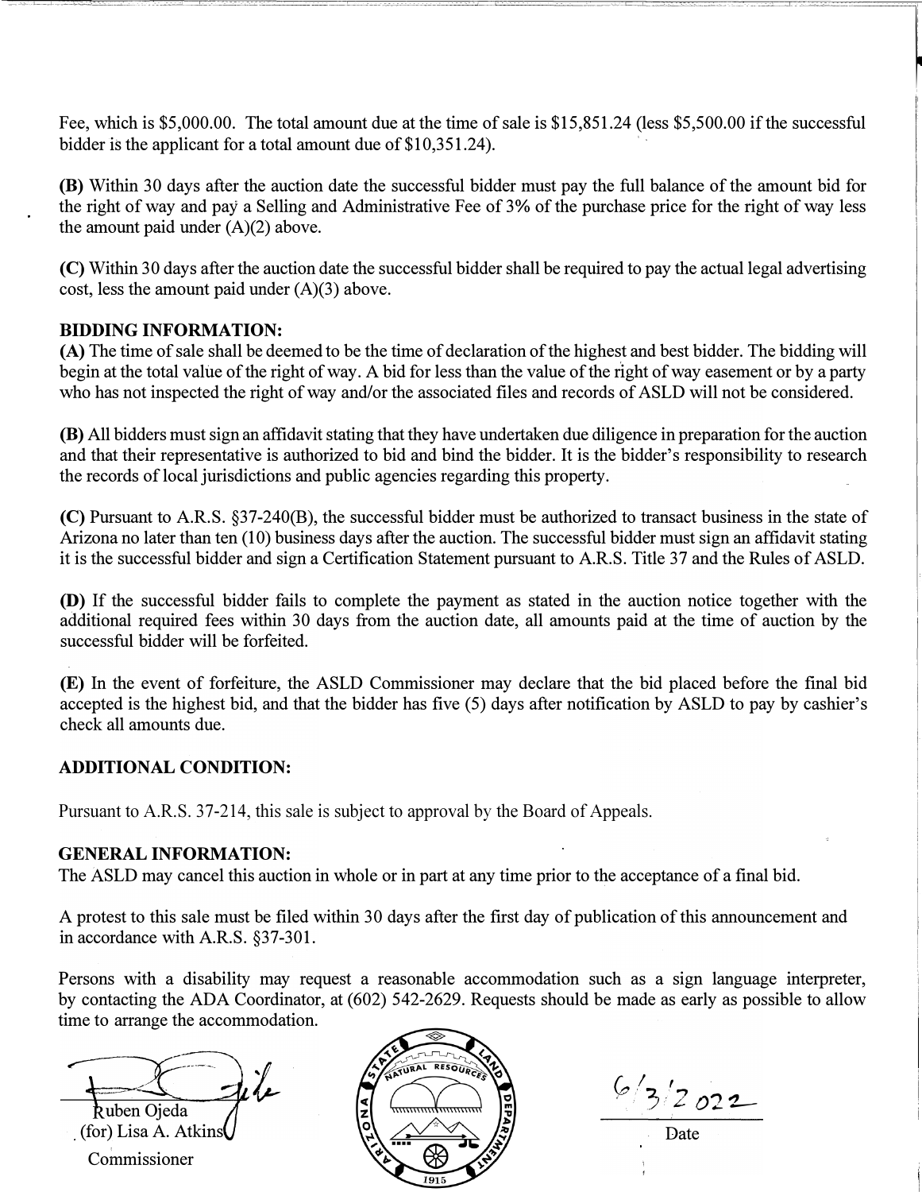Fee, which is $5,000.00. The total amount due at the time of sale is $15,851.24 (less $5,500.00 if the successful bidder is the applicant for a total amount due of $10,351.24).

**(B)** Within 30 days after the auction date the successful bidder must pay the full balance of the amount bid for the right of way and pay a Selling and Administrative Fee of 3% of the purchase price for the right of way less the amount paid under (A)(2) above.

**(C)** Within 30 days after the auction date the successful bidder shall be required to pay the actual legal advertising cost, less the amount paid under (A)(3) above.

**BIDDING INFORMATION:**

**(A)** The time of sale shall be deemed to be the time of declaration of the highest and best bidder. The bidding will begin at the total value of the right of way. A bid for less than the value of the right of way easement or by a party who has not inspected the right of way and/or the associated files and records of ASLD will not be considered.

**(B)** All bidders must sign an affidavit stating that they have undertaken due diligence in preparation for the auction and that their representative is authorized to bid and bind the bidder. It is the bidder's responsibility to research the records of local jurisdictions and public agencies regarding this property.

**(C)** Pursuant to A.R.S. §37-240(B), the successful bidder must be authorized to transact business in the state of Arizona no later than ten (10) business days after the auction. The successful bidder must sign an affidavit stating it is the successful bidder and sign a Certification Statement pursuant to A.R.S. Title 37 and the Rules of ASLD.

**(D)** If the successful bidder fails to complete the payment as stated in the auction notice together with the additional required fees within 30 days from the auction date, all amounts paid at the time of auction by the successful bidder will be forfeited.

**(E)** In the event of forfeiture, the ASLD Commissioner may declare that the bid placed before the final bid accepted is the highest bid, and that the bidder has five (5) days after notification by ASLD to pay by cashier's check all amounts due.

**ADDITIONAL CONDITION:**

Pursuant to A.R.S. 37-214, this sale is subject to approval by the Board of Appeals.

**GENERAL INFORMATION:**

The ASLD may cancel this auction in whole or in part at any time prior to the acceptance of a final bid.

A protest to this sale must be filed within 30 days after the first day of publication of this announcement and in accordance with A.R.S. §37-301.

Persons with a disability may request a reasonable accommodation such as a sign language interpreter, by contacting the ADA Coordinator, at (602) 542-2629. Requests should be made as early as possible to allow time to arrange the accommodation.

Ruben Ojeda
(for) Lisa A. Atkins
Commissioner

ARIZONA STATE LAND DEPARTMENT — NATURAL RESOURCES — 1915

6/3/2022
Date